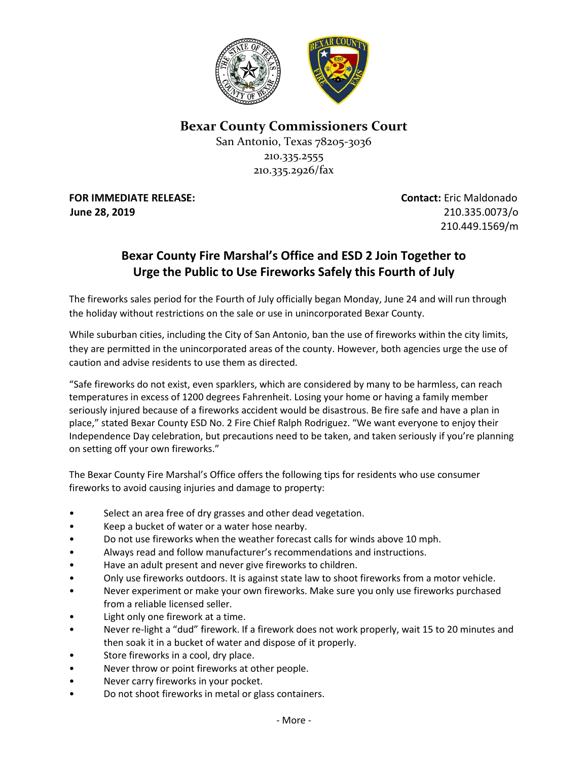# Bexar County Commissioners Court

San Antonio, Texas 78205-3036
210.335.2555
210.335.2926/fax

**FOR IMMEDIATE RELEASE:**
**June 28, 2019**

**Contact:** Eric Maldonado
210.335.0073/o
210.449.1569/m

## Bexar County Fire Marshal's Office and ESD 2 Join Together to Urge the Public to Use Fireworks Safely this Fourth of July

The fireworks sales period for the Fourth of July officially began Monday, June 24 and will run through the holiday without restrictions on the sale or use in unincorporated Bexar County.

While suburban cities, including the City of San Antonio, ban the use of fireworks within the city limits, they are permitted in the unincorporated areas of the county. However, both agencies urge the use of caution and advise residents to use them as directed.

"Safe fireworks do not exist, even sparklers, which are considered by many to be harmless, can reach temperatures in excess of 1200 degrees Fahrenheit. Losing your home or having a family member seriously injured because of a fireworks accident would be disastrous. Be fire safe and have a plan in place," stated Bexar County ESD No. 2 Fire Chief Ralph Rodriguez. "We want everyone to enjoy their Independence Day celebration, but precautions need to be taken, and taken seriously if you're planning on setting off your own fireworks."

The Bexar County Fire Marshal's Office offers the following tips for residents who use consumer fireworks to avoid causing injuries and damage to property:

- Select an area free of dry grasses and other dead vegetation.
- Keep a bucket of water or a water hose nearby.
- Do not use fireworks when the weather forecast calls for winds above 10 mph.
- Always read and follow manufacturer's recommendations and instructions.
- Have an adult present and never give fireworks to children.
- Only use fireworks outdoors. It is against state law to shoot fireworks from a motor vehicle.
- Never experiment or make your own fireworks. Make sure you only use fireworks purchased from a reliable licensed seller.
- Light only one firework at a time.
- Never re-light a "dud" firework. If a firework does not work properly, wait 15 to 20 minutes and then soak it in a bucket of water and dispose of it properly.
- Store fireworks in a cool, dry place.
- Never throw or point fireworks at other people.
- Never carry fireworks in your pocket.
- Do not shoot fireworks in metal or glass containers.

- More -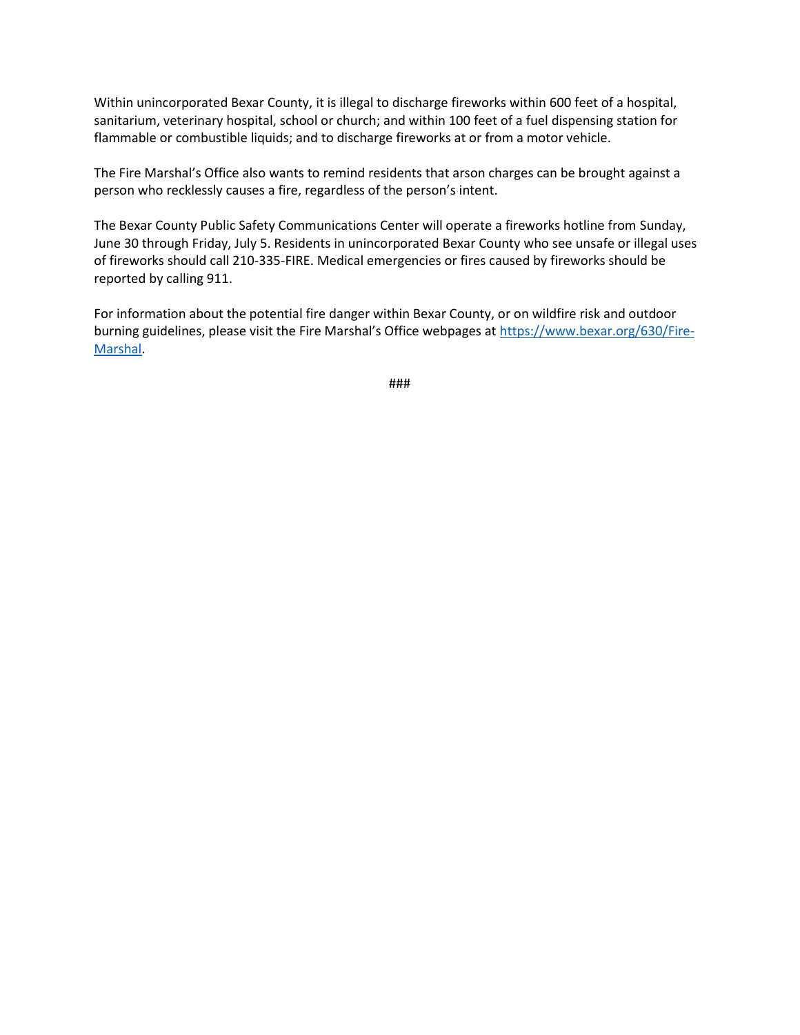Within unincorporated Bexar County, it is illegal to discharge fireworks within 600 feet of a hospital, sanitarium, veterinary hospital, school or church; and within 100 feet of a fuel dispensing station for flammable or combustible liquids; and to discharge fireworks at or from a motor vehicle.

The Fire Marshal's Office also wants to remind residents that arson charges can be brought against a person who recklessly causes a fire, regardless of the person's intent.

The Bexar County Public Safety Communications Center will operate a fireworks hotline from Sunday, June 30 through Friday, July 5. Residents in unincorporated Bexar County who see unsafe or illegal uses of fireworks should call 210-335-FIRE. Medical emergencies or fires caused by fireworks should be reported by calling 911.

For information about the potential fire danger within Bexar County, or on wildfire risk and outdoor burning guidelines, please visit the Fire Marshal's Office webpages at [https://www.bexar.org/630/Fire-Marshal](https://www.bexar.org/630/Fire-Marshal).

###